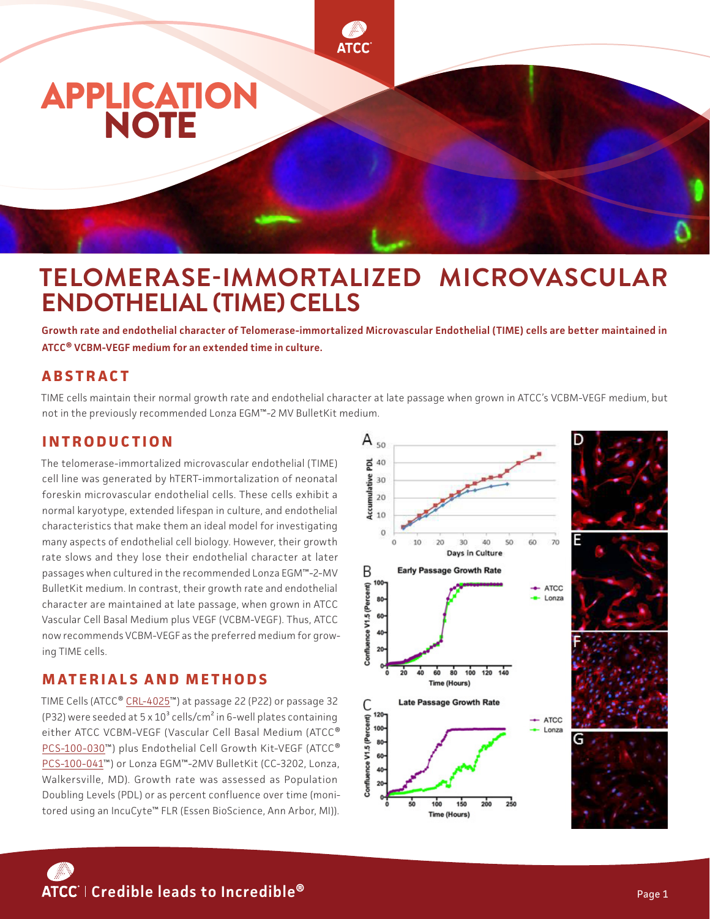# APPLICATION NOTE

# TELOMERASE-IMMORTALIZED MICROVASCULAR ENDOTHELIAL (TIME) CELLS

**Growth rate and endothelial character of Telomerase-immortalized Microvascular Endothelial (TIME) cells are better maintained in ATCC® VCBM-VEGF medium for an extended time in culture.**

## ABSTRACT

TIME cells maintain their normal growth rate and endothelial character at late passage when grown in ATCC's VCBM-VEGF medium, but not in the previously recommended Lonza EGM™-2 MV BulletKit medium.

## INTRODUCTION

The telomerase-immortalized microvascular endothelial (TIME) cell line was generated by hTERT-immortalization of neonatal foreskin microvascular endothelial cells. These cells exhibit a normal karyotype, extended lifespan in culture, and endothelial characteristics that make them an ideal model for investigating many aspects of endothelial cell biology. However, their growth rate slows and they lose their endothelial character at later passages when cultured in the recommended Lonza EGM™-2-MV BulletKit medium. In contrast, their growth rate and endothelial character are maintained at late passage, when grown in ATCC Vascular Cell Basal Medium plus VEGF (VCBM-VEGF). Thus, ATCC now recommends VCBM-VEGF as the preferred medium for growing TIME cells.

## MATERIALS AND METHODS

TIME Cells (ATCC® CRL-4025™) at passage 22 (P22) or passage 32 (P32) were seeded at $5 \times 10^3$ cells/cm$^2$ in 6-well plates containing either ATCC VCBM-VEGF (Vascular Cell Basal Medium (ATCC® PCS-100-030™) plus Endothelial Cell Growth Kit-VEGF (ATCC® PCS-100-041™) or Lonza EGM™-2MV BulletKit (CC-3202, Lonza, Walkersville, MD). Growth rate was assessed as Population Doubling Levels (PDL) or as percent confluence over time (monitored using an IncuCyte™ FLR (Essen BioScience, Ann Arbor, MI)).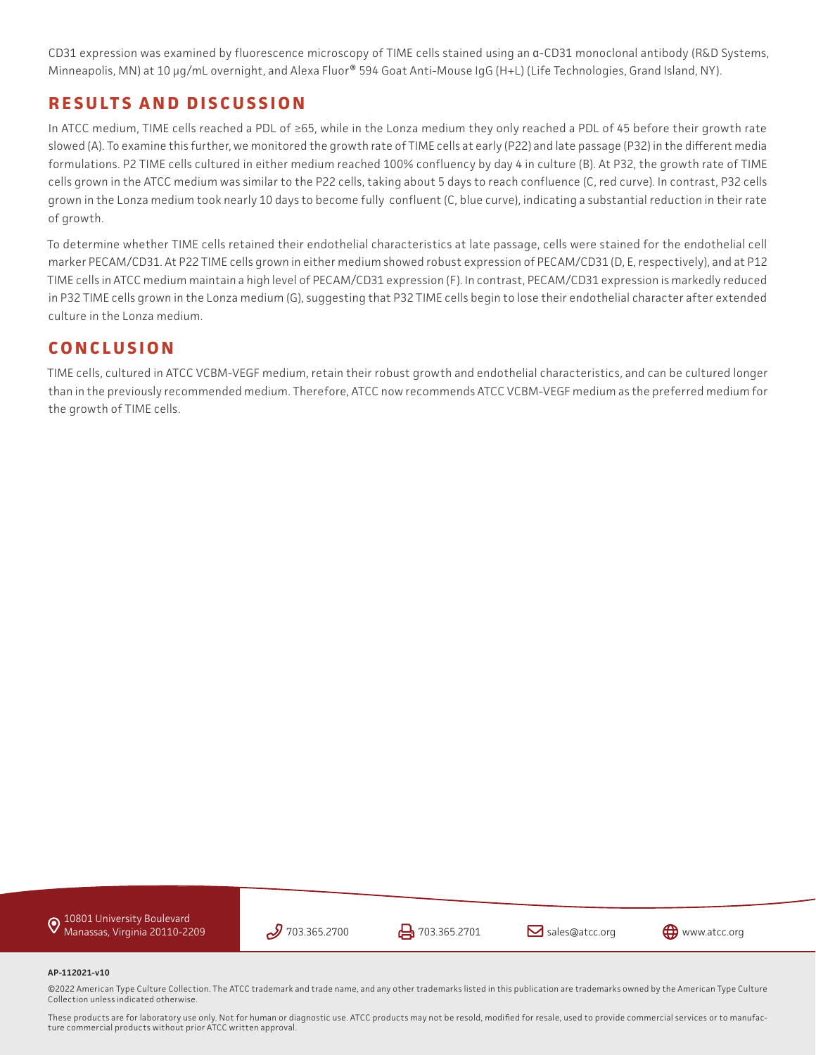CD31 expression was examined by fluorescence microscopy of TIME cells stained using an α-CD31 monoclonal antibody (R&D Systems, Minneapolis, MN) at 10 µg/mL overnight, and Alexa Fluor® 594 Goat Anti-Mouse IgG (H+L) (Life Technologies, Grand Island, NY).

## RESULTS AND DISCUSSION

In ATCC medium, TIME cells reached a PDL of ≥65, while in the Lonza medium they only reached a PDL of 45 before their growth rate slowed (A). To examine this further, we monitored the growth rate of TIME cells at early (P22) and late passage (P32) in the different media formulations. P2 TIME cells cultured in either medium reached 100% confluency by day 4 in culture (B). At P32, the growth rate of TIME cells grown in the ATCC medium was similar to the P22 cells, taking about 5 days to reach confluence (C, red curve). In contrast, P32 cells grown in the Lonza medium took nearly 10 days to become fully confluent (C, blue curve), indicating a substantial reduction in their rate of growth.

To determine whether TIME cells retained their endothelial characteristics at late passage, cells were stained for the endothelial cell marker PECAM/CD31. At P22 TIME cells grown in either medium showed robust expression of PECAM/CD31 (D, E, respectively), and at P12 TIME cells in ATCC medium maintain a high level of PECAM/CD31 expression (F). In contrast, PECAM/CD31 expression is markedly reduced in P32 TIME cells grown in the Lonza medium (G), suggesting that P32 TIME cells begin to lose their endothelial character after extended culture in the Lonza medium.

## CONCLUSION

TIME cells, cultured in ATCC VCBM-VEGF medium, retain their robust growth and endothelial characteristics, and can be cultured longer than in the previously recommended medium. Therefore, ATCC now recommends ATCC VCBM-VEGF medium as the preferred medium for the growth of TIME cells.

10801 University Boulevard
Manassas, Virginia 20110-2209

703.365.2700

703.365.2701

sales@atcc.org

www.atcc.org

**AP-112021-v10**

©2022 American Type Culture Collection. The ATCC trademark and trade name, and any other trademarks listed in this publication are trademarks owned by the American Type Culture Collection unless indicated otherwise.

These products are for laboratory use only. Not for human or diagnostic use. ATCC products may not be resold, modified for resale, used to provide commercial services or to manufacture commercial products without prior ATCC written approval.